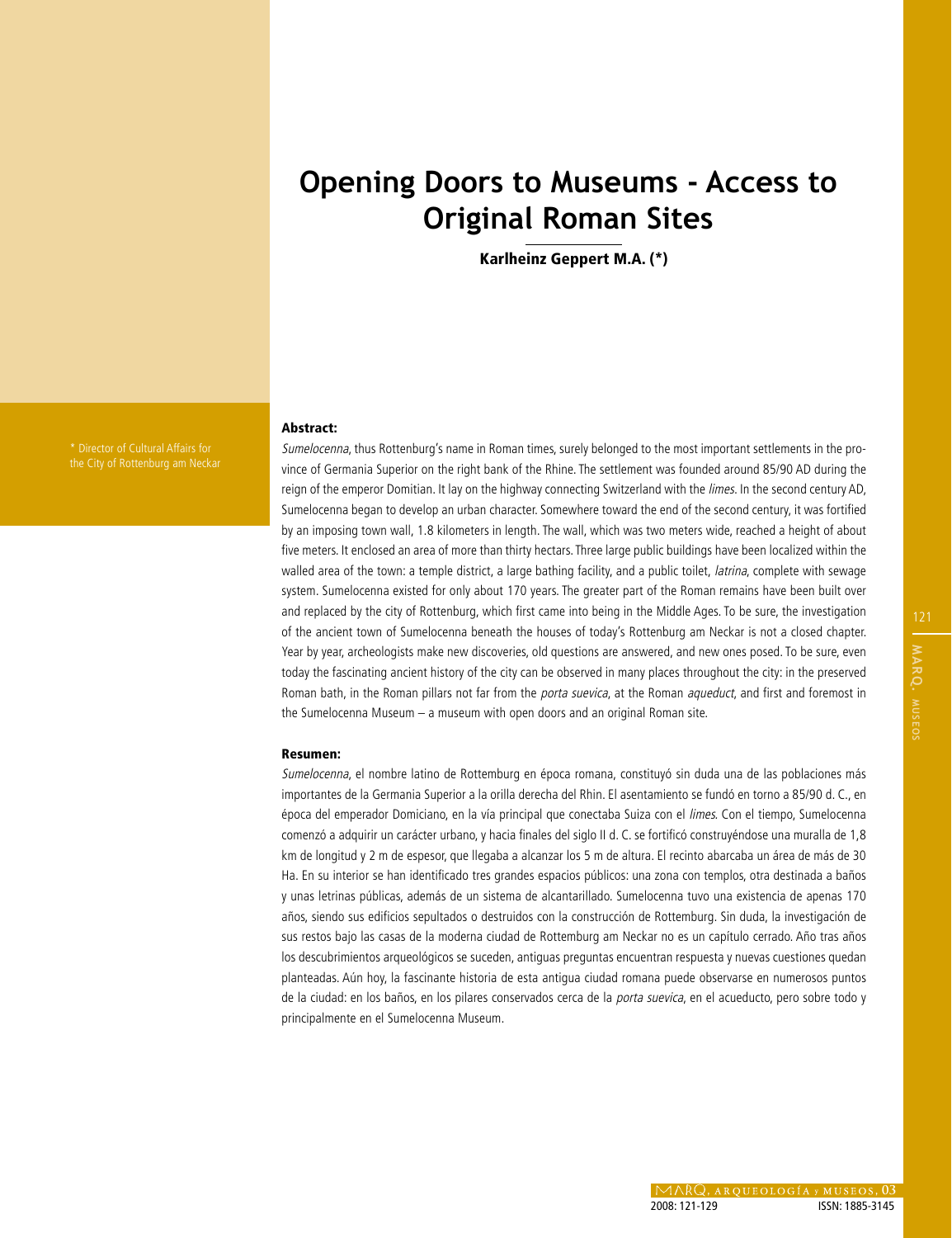# Opening Doors to Museums - Access to Original Roman Sites

**Karlheinz Geppert M.A. (*)**

\* Director of Cultural Affairs for the City of Rottenburg am Neckar

**Abstract:**

*Sumelocenna*, thus Rottenburg's name in Roman times, surely belonged to the most important settlements in the province of Germania Superior on the right bank of the Rhine. The settlement was founded around 85/90 AD during the reign of the emperor Domitian. It lay on the highway connecting Switzerland with the *limes*. In the second century AD, Sumelocenna began to develop an urban character. Somewhere toward the end of the second century, it was fortified by an imposing town wall, 1.8 kilometers in length. The wall, which was two meters wide, reached a height of about five meters. It enclosed an area of more than thirty hectars. Three large public buildings have been localized within the walled area of the town: a temple district, a large bathing facility, and a public toilet, *latrina*, complete with sewage system. Sumelocenna existed for only about 170 years. The greater part of the Roman remains have been built over and replaced by the city of Rottenburg, which first came into being in the Middle Ages. To be sure, the investigation of the ancient town of Sumelocenna beneath the houses of today's Rottenburg am Neckar is not a closed chapter. Year by year, archeologists make new discoveries, old questions are answered, and new ones posed. To be sure, even today the fascinating ancient history of the city can be observed in many places throughout the city: in the preserved Roman bath, in the Roman pillars not far from the *porta suevica*, at the Roman *aqueduct*, and first and foremost in the Sumelocenna Museum – a museum with open doors and an original Roman site.

**Resumen:**

*Sumelocenna*, el nombre latino de Rottemburg en época romana, constituyó sin duda una de las poblaciones más importantes de la Germania Superior a la orilla derecha del Rhin. El asentamiento se fundó en torno a 85/90 d. C., en época del emperador Domiciano, en la vía principal que conectaba Suiza con el *limes*. Con el tiempo, Sumelocenna comenzó a adquirir un carácter urbano, y hacia finales del siglo II d. C. se fortificó construyéndose una muralla de 1,8 km de longitud y 2 m de espesor, que llegaba a alcanzar los 5 m de altura. El recinto abarcaba un área de más de 30 Ha. En su interior se han identificado tres grandes espacios públicos: una zona con templos, otra destinada a baños y unas letrinas públicas, además de un sistema de alcantarillado. Sumelocenna tuvo una existencia de apenas 170 años, siendo sus edificios sepultados o destruidos con la construcción de Rottemburg. Sin duda, la investigación de sus restos bajo las casas de la moderna ciudad de Rottemburg am Neckar no es un capítulo cerrado. Año tras años los descubrimientos arqueológicos se suceden, antiguas preguntas encuentran respuesta y nuevas cuestiones quedan planteadas. Aún hoy, la fascinante historia de esta antigua ciudad romana puede observarse en numerosos puntos de la ciudad: en los baños, en los pilares conservados cerca de la *porta suevica*, en el acueducto, pero sobre todo y principalmente en el Sumelocenna Museum.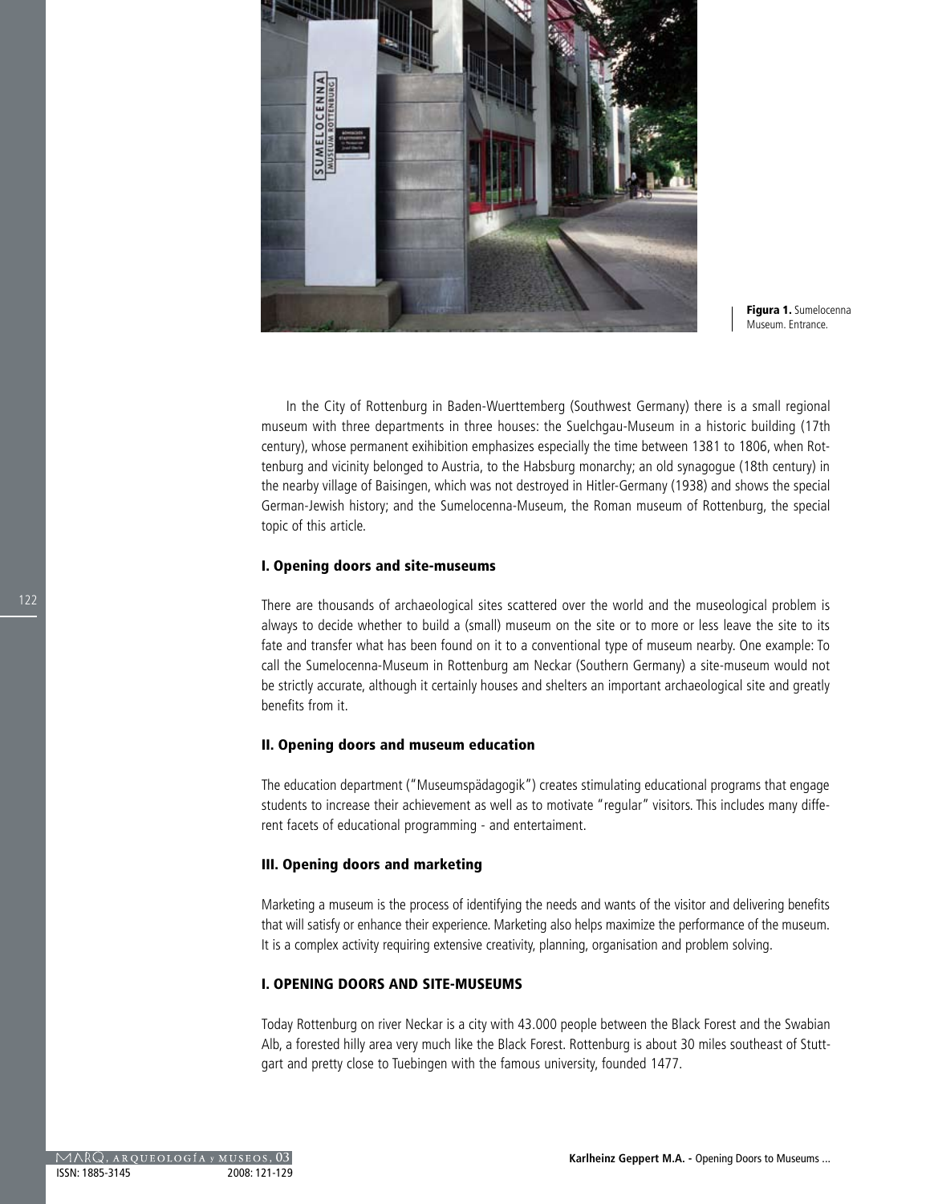Figura 1. Sumelocenna Museum. Entrance.

In the City of Rottenburg in Baden-Wuerttemberg (Southwest Germany) there is a small regional museum with three departments in three houses: the Suelchgau-Museum in a historic building (17th century), whose permanent exihibition emphasizes especially the time between 1381 to 1806, when Rottenburg and vicinity belonged to Austria, to the Habsburg monarchy; an old synagogue (18th century) in the nearby village of Baisingen, which was not destroyed in Hitler-Germany (1938) and shows the special German-Jewish history; and the Sumelocenna-Museum, the Roman museum of Rottenburg, the special topic of this article.

### I. Opening doors and site-museums

There are thousands of archaeological sites scattered over the world and the museological problem is always to decide whether to build a (small) museum on the site or to more or less leave the site to its fate and transfer what has been found on it to a conventional type of museum nearby. One example: To call the Sumelocenna-Museum in Rottenburg am Neckar (Southern Germany) a site-museum would not be strictly accurate, although it certainly houses and shelters an important archaeological site and greatly benefits from it.

### II. Opening doors and museum education

The education department ("Museumspädagogik") creates stimulating educational programs that engage students to increase their achievement as well as to motivate "regular" visitors. This includes many different facets of educational programming - and entertaiment.

### III. Opening doors and marketing

Marketing a museum is the process of identifying the needs and wants of the visitor and delivering benefits that will satisfy or enhance their experience. Marketing also helps maximize the performance of the museum. It is a complex activity requiring extensive creativity, planning, organisation and problem solving.

## I. OPENING DOORS AND SITE-MUSEUMS

Today Rottenburg on river Neckar is a city with 43.000 people between the Black Forest and the Swabian Alb, a forested hilly area very much like the Black Forest. Rottenburg is about 30 miles southeast of Stuttgart and pretty close to Tuebingen with the famous university, founded 1477.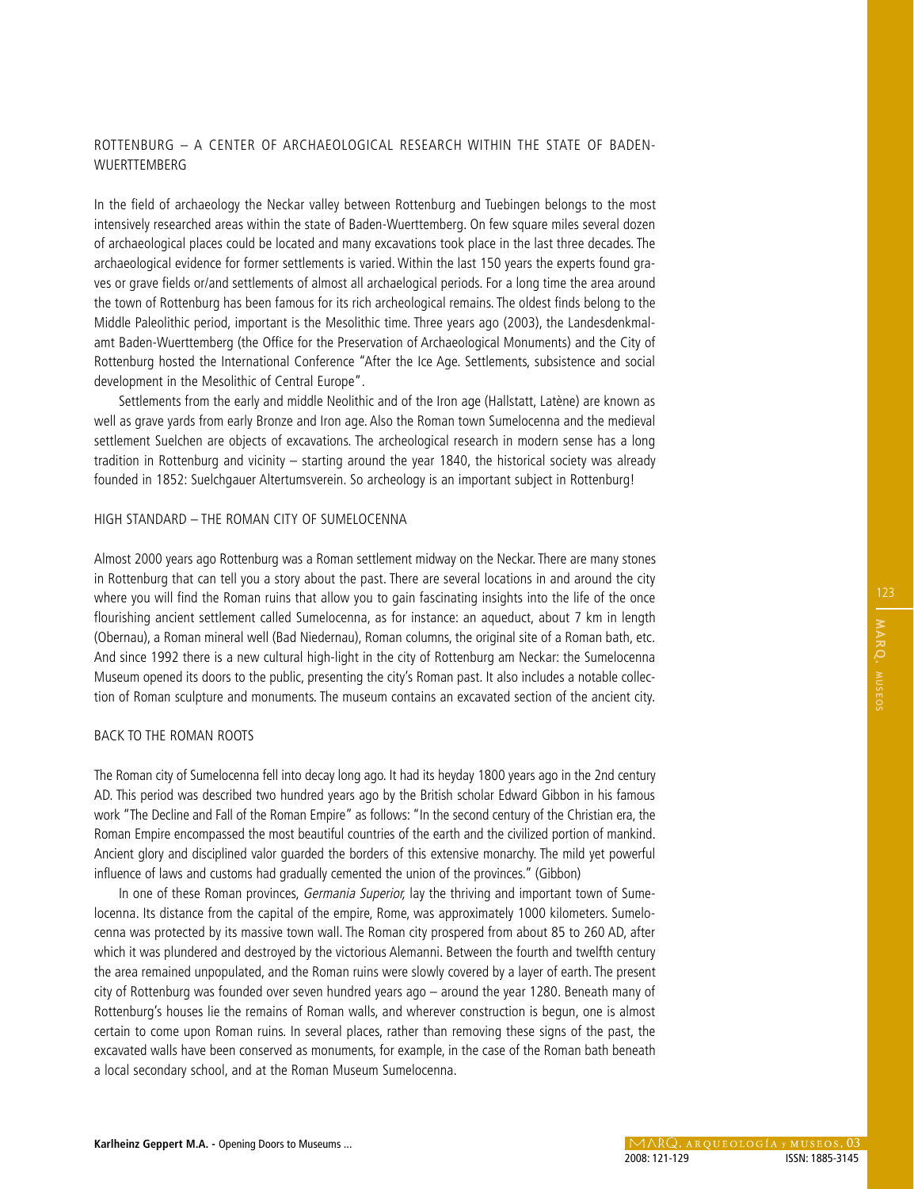## ROTTENBURG – A CENTER OF ARCHAEOLOGICAL RESEARCH WITHIN THE STATE OF BADEN-WUERTTEMBERG

In the field of archaeology the Neckar valley between Rottenburg and Tuebingen belongs to the most intensively researched areas within the state of Baden-Wuerttemberg. On few square miles several dozen of archaeological places could be located and many excavations took place in the last three decades. The archaeological evidence for former settlements is varied. Within the last 150 years the experts found graves or grave fields or/and settlements of almost all archaelogical periods. For a long time the area around the town of Rottenburg has been famous for its rich archeological remains. The oldest finds belong to the Middle Paleolithic period, important is the Mesolithic time. Three years ago (2003), the Landesdenkmalamt Baden-Wuerttemberg (the Office for the Preservation of Archaeological Monuments) and the City of Rottenburg hosted the International Conference "After the Ice Age. Settlements, subsistence and social development in the Mesolithic of Central Europe".

Settlements from the early and middle Neolithic and of the Iron age (Hallstatt, Latène) are known as well as grave yards from early Bronze and Iron age. Also the Roman town Sumelocenna and the medieval settlement Suelchen are objects of excavations. The archeological research in modern sense has a long tradition in Rottenburg and vicinity – starting around the year 1840, the historical society was already founded in 1852: Suelchgauer Altertumsverein. So archeology is an important subject in Rottenburg!

## HIGH STANDARD – THE ROMAN CITY OF SUMELOCENNA

Almost 2000 years ago Rottenburg was a Roman settlement midway on the Neckar. There are many stones in Rottenburg that can tell you a story about the past. There are several locations in and around the city where you will find the Roman ruins that allow you to gain fascinating insights into the life of the once flourishing ancient settlement called Sumelocenna, as for instance: an aqueduct, about 7 km in length (Obernau), a Roman mineral well (Bad Niedernau), Roman columns, the original site of a Roman bath, etc. And since 1992 there is a new cultural high-light in the city of Rottenburg am Neckar: the Sumelocenna Museum opened its doors to the public, presenting the city's Roman past. It also includes a notable collection of Roman sculpture and monuments. The museum contains an excavated section of the ancient city.

## BACK TO THE ROMAN ROOTS

The Roman city of Sumelocenna fell into decay long ago. It had its heyday 1800 years ago in the 2nd century AD. This period was described two hundred years ago by the British scholar Edward Gibbon in his famous work "The Decline and Fall of the Roman Empire" as follows: "In the second century of the Christian era, the Roman Empire encompassed the most beautiful countries of the earth and the civilized portion of mankind. Ancient glory and disciplined valor guarded the borders of this extensive monarchy. The mild yet powerful influence of laws and customs had gradually cemented the union of the provinces." (Gibbon)

In one of these Roman provinces, *Germania Superior,* lay the thriving and important town of Sumelocenna. Its distance from the capital of the empire, Rome, was approximately 1000 kilometers. Sumelocenna was protected by its massive town wall. The Roman city prospered from about 85 to 260 AD, after which it was plundered and destroyed by the victorious Alemanni. Between the fourth and twelfth century the area remained unpopulated, and the Roman ruins were slowly covered by a layer of earth. The present city of Rottenburg was founded over seven hundred years ago – around the year 1280. Beneath many of Rottenburg's houses lie the remains of Roman walls, and wherever construction is begun, one is almost certain to come upon Roman ruins. In several places, rather than removing these signs of the past, the excavated walls have been conserved as monuments, for example, in the case of the Roman bath beneath a local secondary school, and at the Roman Museum Sumelocenna.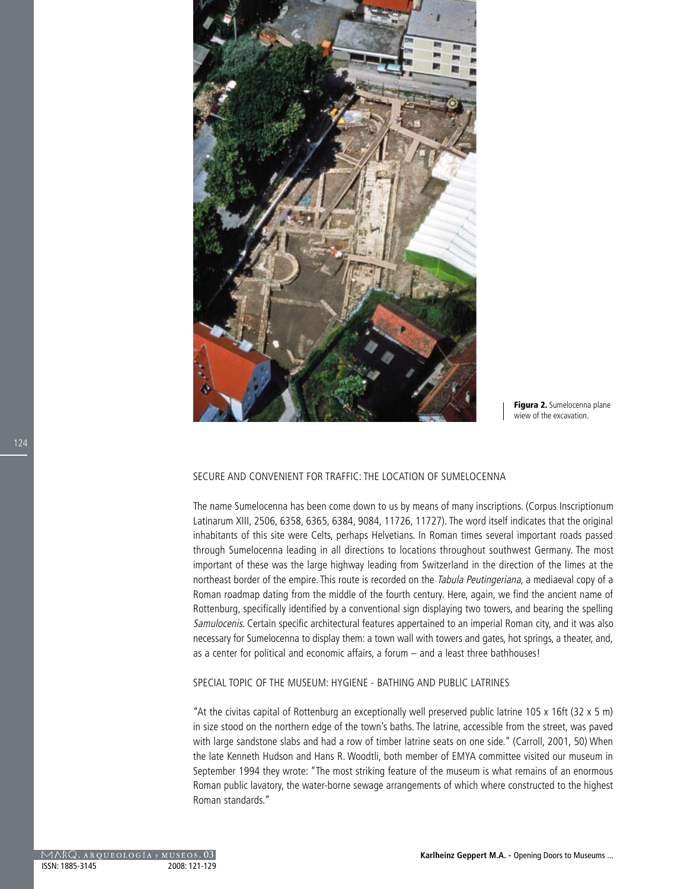Figura 2. Sumelocenna plane wiew of the excavation.

SECURE AND CONVENIENT FOR TRAFFIC: THE LOCATION OF SUMELOCENNA

The name Sumelocenna has been come down to us by means of many inscriptions. (Corpus Inscriptionum Latinarum XIII, 2506, 6358, 6365, 6384, 9084, 11726, 11727). The word itself indicates that the original inhabitants of this site were Celts, perhaps Helvetians. In Roman times several important roads passed through Sumelocenna leading in all directions to locations throughout southwest Germany. The most important of these was the large highway leading from Switzerland in the direction of the limes at the northeast border of the empire. This route is recorded on the *Tabula Peutingeriana*, a mediaeval copy of a Roman roadmap dating from the middle of the fourth century. Here, again, we find the ancient name of Rottenburg, specifically identified by a conventional sign displaying two towers, and bearing the spelling *Samulocenis*. Certain specific architectural features appertained to an imperial Roman city, and it was also necessary for Sumelocenna to display them: a town wall with towers and gates, hot springs, a theater, and, as a center for political and economic affairs, a forum – and a least three bathhouses!

SPECIAL TOPIC OF THE MUSEUM: HYGIENE - BATHING AND PUBLIC LATRINES

"At the civitas capital of Rottenburg an exceptionally well preserved public latrine 105 x 16ft (32 x 5 m) in size stood on the northern edge of the town's baths. The latrine, accessible from the street, was paved with large sandstone slabs and had a row of timber latrine seats on one side." (Carroll, 2001, 50) When the late Kenneth Hudson and Hans R. Woodtli, both member of EMYA committee visited our museum in September 1994 they wrote: "The most striking feature of the museum is what remains of an enormous Roman public lavatory, the water-borne sewage arrangements of which where constructed to the highest Roman standards."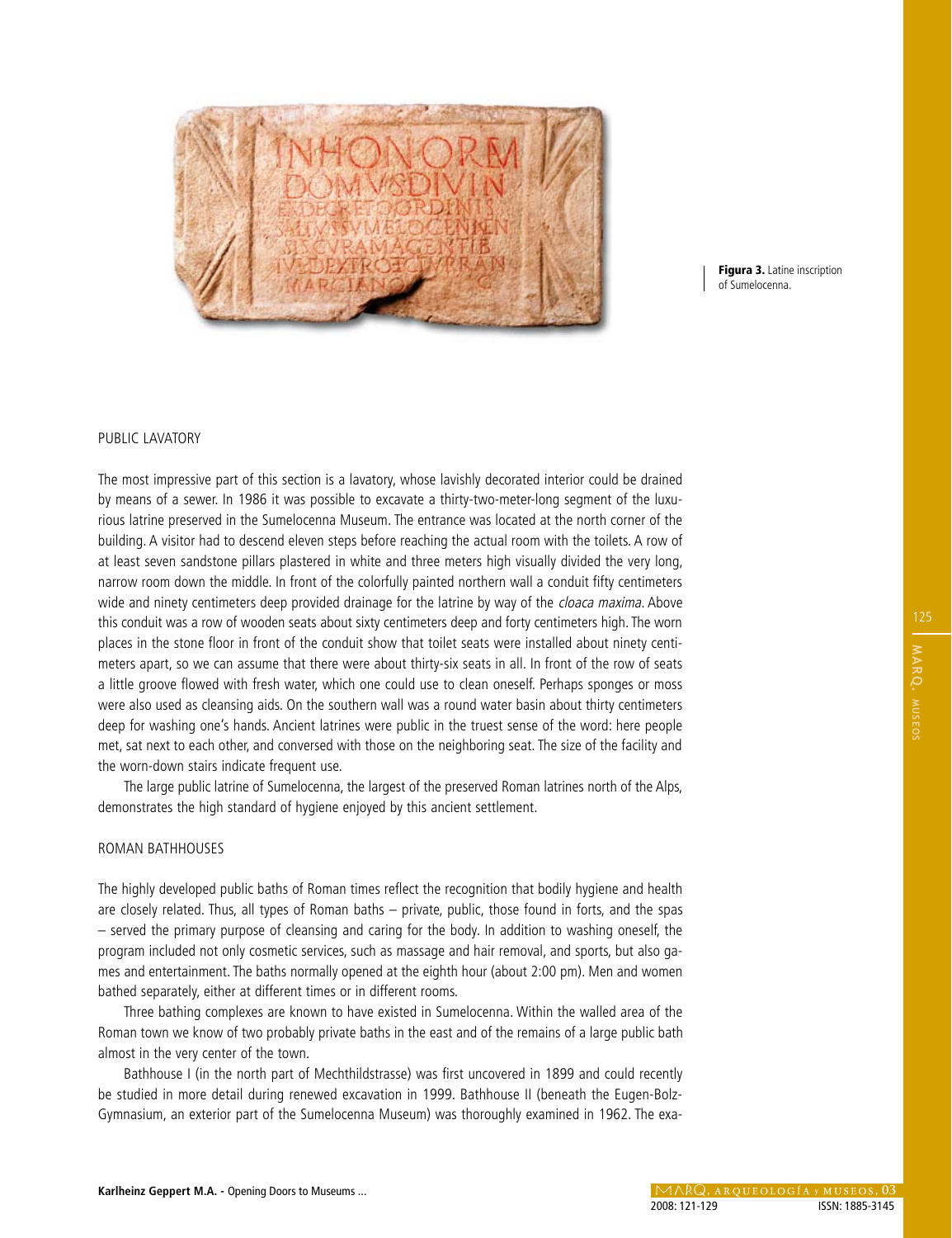Figura 3. Latine inscription of Sumelocenna.

## PUBLIC LAVATORY

The most impressive part of this section is a lavatory, whose lavishly decorated interior could be drained by means of a sewer. In 1986 it was possible to excavate a thirty-two-meter-long segment of the luxurious latrine preserved in the Sumelocenna Museum. The entrance was located at the north corner of the building. A visitor had to descend eleven steps before reaching the actual room with the toilets. A row of at least seven sandstone pillars plastered in white and three meters high visually divided the very long, narrow room down the middle. In front of the colorfully painted northern wall a conduit fifty centimeters wide and ninety centimeters deep provided drainage for the latrine by way of the *cloaca maxima*. Above this conduit was a row of wooden seats about sixty centimeters deep and forty centimeters high. The worn places in the stone floor in front of the conduit show that toilet seats were installed about ninety centimeters apart, so we can assume that there were about thirty-six seats in all. In front of the row of seats a little groove flowed with fresh water, which one could use to clean oneself. Perhaps sponges or moss were also used as cleansing aids. On the southern wall was a round water basin about thirty centimeters deep for washing one's hands. Ancient latrines were public in the truest sense of the word: here people met, sat next to each other, and conversed with those on the neighboring seat. The size of the facility and the worn-down stairs indicate frequent use.

The large public latrine of Sumelocenna, the largest of the preserved Roman latrines north of the Alps, demonstrates the high standard of hygiene enjoyed by this ancient settlement.

## ROMAN BATHHOUSES

The highly developed public baths of Roman times reflect the recognition that bodily hygiene and health are closely related. Thus, all types of Roman baths – private, public, those found in forts, and the spas – served the primary purpose of cleansing and caring for the body. In addition to washing oneself, the program included not only cosmetic services, such as massage and hair removal, and sports, but also games and entertainment. The baths normally opened at the eighth hour (about 2:00 pm). Men and women bathed separately, either at different times or in different rooms.

Three bathing complexes are known to have existed in Sumelocenna. Within the walled area of the Roman town we know of two probably private baths in the east and of the remains of a large public bath almost in the very center of the town.

Bathhouse I (in the north part of Mechthildstrasse) was first uncovered in 1899 and could recently be studied in more detail during renewed excavation in 1999. Bathhouse II (beneath the Eugen-Bolz-Gymnasium, an exterior part of the Sumelocenna Museum) was thoroughly examined in 1962. The exa-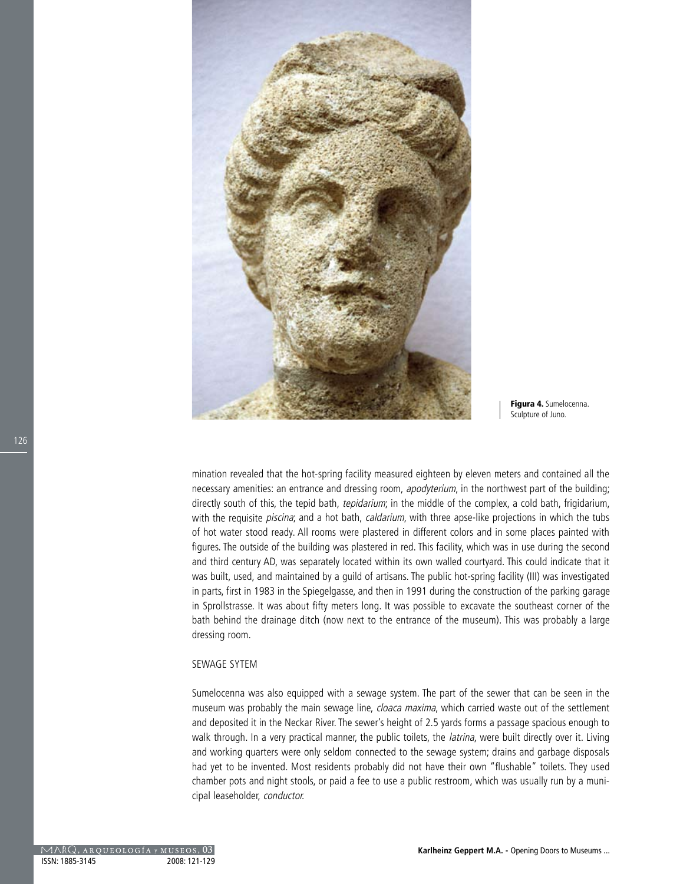**Figura 4.** Sumelocenna. Sculpture of Juno.

mination revealed that the hot-spring facility measured eighteen by eleven meters and contained all the necessary amenities: an entrance and dressing room, *apodyterium*, in the northwest part of the building; directly south of this, the tepid bath, *tepidarium*; in the middle of the complex, a cold bath, frigidarium, with the requisite *piscina*; and a hot bath, *caldarium*, with three apse-like projections in which the tubs of hot water stood ready. All rooms were plastered in different colors and in some places painted with figures. The outside of the building was plastered in red. This facility, which was in use during the second and third century AD, was separately located within its own walled courtyard. This could indicate that it was built, used, and maintained by a guild of artisans. The public hot-spring facility (III) was investigated in parts, first in 1983 in the Spiegelgasse, and then in 1991 during the construction of the parking garage in Sprollstrasse. It was about fifty meters long. It was possible to excavate the southeast corner of the bath behind the drainage ditch (now next to the entrance of the museum). This was probably a large dressing room.

## SEWAGE SYTEM

Sumelocenna was also equipped with a sewage system. The part of the sewer that can be seen in the museum was probably the main sewage line, *cloaca maxima*, which carried waste out of the settlement and deposited it in the Neckar River. The sewer's height of 2.5 yards forms a passage spacious enough to walk through. In a very practical manner, the public toilets, the *latrina*, were built directly over it. Living and working quarters were only seldom connected to the sewage system; drains and garbage disposals had yet to be invented. Most residents probably did not have their own "flushable" toilets. They used chamber pots and night stools, or paid a fee to use a public restroom, which was usually run by a municipal leaseholder, *conductor.*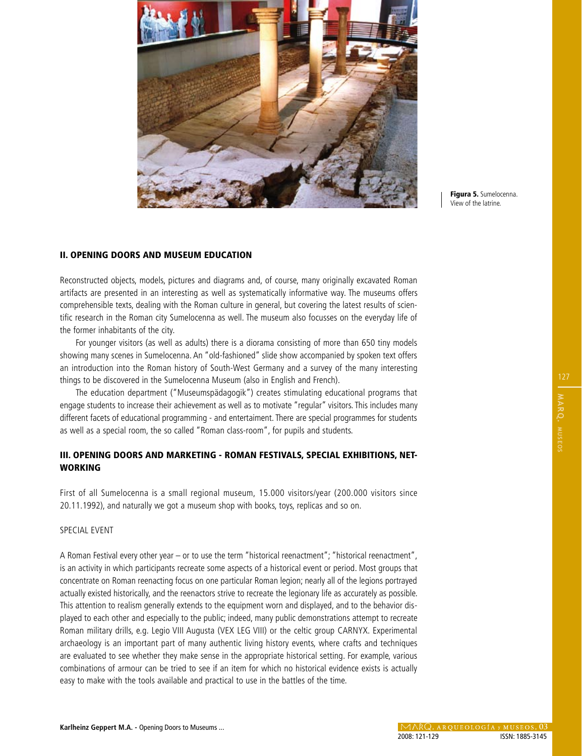**Figura 5.** Sumelocenna. View of the latrine.

## II. OPENING DOORS AND MUSEUM EDUCATION

Reconstructed objects, models, pictures and diagrams and, of course, many originally excavated Roman artifacts are presented in an interesting as well as systematically informative way. The museums offers comprehensible texts, dealing with the Roman culture in general, but covering the latest results of scientific research in the Roman city Sumelocenna as well. The museum also focusses on the everyday life of the former inhabitants of the city.

For younger visitors (as well as adults) there is a diorama consisting of more than 650 tiny models showing many scenes in Sumelocenna. An "old-fashioned" slide show accompanied by spoken text offers an introduction into the Roman history of South-West Germany and a survey of the many interesting things to be discovered in the Sumelocenna Museum (also in English and French).

The education department ("Museumspädagogik") creates stimulating educational programs that engage students to increase their achievement as well as to motivate "regular" visitors. This includes many different facets of educational programming - and entertaiment. There are special programmes for students as well as a special room, the so called "Roman class-room", for pupils and students.

## III. OPENING DOORS AND MARKETING - ROMAN FESTIVALS, SPECIAL EXHIBITIONS, NETWORKING

First of all Sumelocenna is a small regional museum, 15.000 visitors/year (200.000 visitors since 20.11.1992), and naturally we got a museum shop with books, toys, replicas and so on.

SPECIAL EVENT

A Roman Festival every other year – or to use the term "historical reenactment"; "historical reenactment", is an activity in which participants recreate some aspects of a historical event or period. Most groups that concentrate on Roman reenacting focus on one particular Roman legion; nearly all of the legions portrayed actually existed historically, and the reenactors strive to recreate the legionary life as accurately as possible. This attention to realism generally extends to the equipment worn and displayed, and to the behavior displayed to each other and especially to the public; indeed, many public demonstrations attempt to recreate Roman military drills, e.g. Legio VIII Augusta (VEX LEG VIII) or the celtic group CARNYX. Experimental archaeology is an important part of many authentic living history events, where crafts and techniques are evaluated to see whether they make sense in the appropriate historical setting. For example, various combinations of armour can be tried to see if an item for which no historical evidence exists is actually easy to make with the tools available and practical to use in the battles of the time.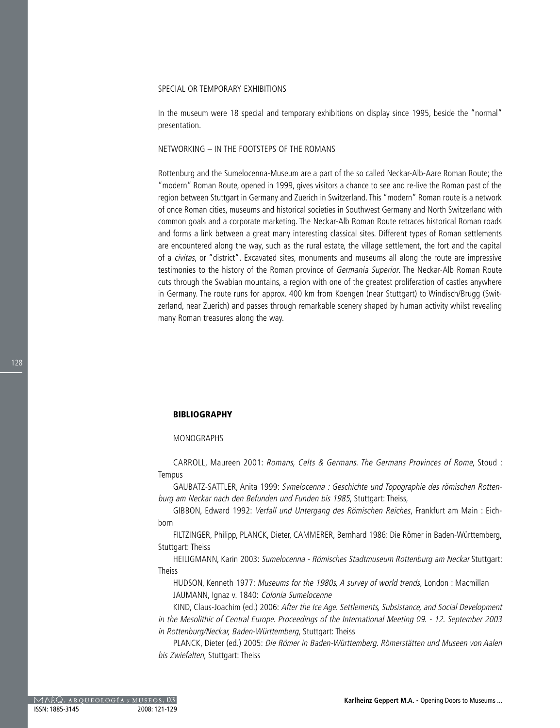SPECIAL OR TEMPORARY EXHIBITIONS

In the museum were 18 special and temporary exhibitions on display since 1995, beside the "normal" presentation.

NETWORKING – IN THE FOOTSTEPS OF THE ROMANS

Rottenburg and the Sumelocenna-Museum are a part of the so called Neckar-Alb-Aare Roman Route; the "modern" Roman Route, opened in 1999, gives visitors a chance to see and re-live the Roman past of the region between Stuttgart in Germany and Zuerich in Switzerland. This "modern" Roman route is a network of once Roman cities, museums and historical societies in Southwest Germany and North Switzerland with common goals and a corporate marketing. The Neckar-Alb Roman Route retraces historical Roman roads and forms a link between a great many interesting classical sites. Different types of Roman settlements are encountered along the way, such as the rural estate, the village settlement, the fort and the capital of a *civitas*, or "district". Excavated sites, monuments and museums all along the route are impressive testimonies to the history of the Roman province of *Germania Superior*. The Neckar-Alb Roman Route cuts through the Swabian mountains, a region with one of the greatest proliferation of castles anywhere in Germany. The route runs for approx. 400 km from Koengen (near Stuttgart) to Windisch/Brugg (Switzerland, near Zuerich) and passes through remarkable scenery shaped by human activity whilst revealing many Roman treasures along the way.

## BIBLIOGRAPHY

MONOGRAPHS

CARROLL, Maureen 2001: *Romans, Celts & Germans. The Germans Provinces of Rome*, Stoud : Tempus

GAUBATZ-SATTLER, Anita 1999: *Svmelocenna : Geschichte und Topographie des römischen Rottenburg am Neckar nach den Befunden und Funden bis 1985*, Stuttgart: Theiss,

GIBBON, Edward 1992: *Verfall und Untergang des Römischen Reiches*, Frankfurt am Main : Eichborn

FILTZINGER, Philipp, PLANCK, Dieter, CAMMERER, Bernhard 1986: Die Römer in Baden-Württemberg, Stuttgart: Theiss

HEILIGMANN, Karin 2003: *Sumelocenna - Römisches Stadtmuseum Rottenburg am Neckar* Stuttgart: Theiss

HUDSON, Kenneth 1977: *Museums for the 1980s, A survey of world trends*, London : Macmillan

JAUMANN, Ignaz v. 1840: *Colonia Sumelocenne*

KIND, Claus-Joachim (ed.) 2006: *After the Ice Age. Settlements, Subsistance, and Social Development in the Mesolithic of Central Europe. Proceedings of the International Meeting 09. - 12. September 2003 in Rottenburg/Neckar, Baden-Württemberg*, Stuttgart: Theiss

PLANCK, Dieter (ed.) 2005: *Die Römer in Baden-Württemberg. Römerstätten und Museen von Aalen bis Zwiefalten*, Stuttgart: Theiss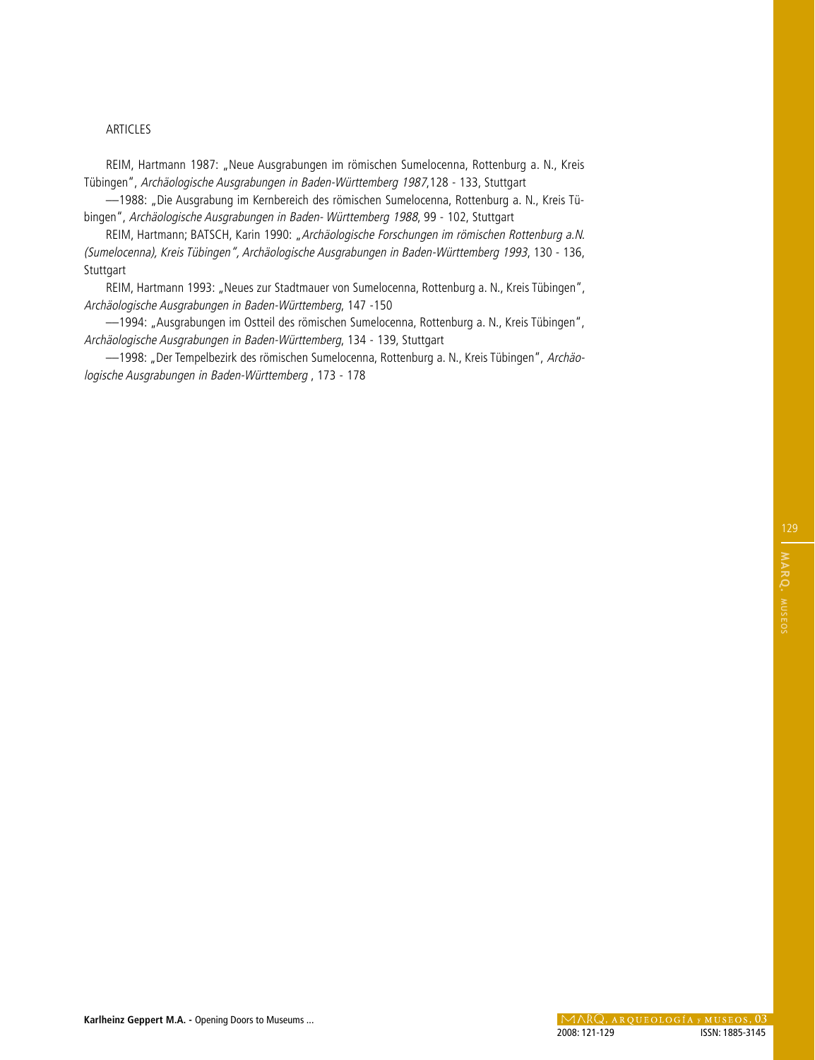ARTICLES

REIM, Hartmann 1987: „Neue Ausgrabungen im römischen Sumelocenna, Rottenburg a. N., Kreis Tübingen", *Archäologische Ausgrabungen in Baden-Württemberg 1987*,128 - 133, Stuttgart

—1988: „Die Ausgrabung im Kernbereich des römischen Sumelocenna, Rottenburg a. N., Kreis Tübingen", *Archäologische Ausgrabungen in Baden- Württemberg 1988*, 99 - 102, Stuttgart

REIM, Hartmann; BATSCH, Karin 1990: „*Archäologische Forschungen im römischen Rottenburg a.N. (Sumelocenna), Kreis Tübingen", Archäologische Ausgrabungen in Baden-Württemberg 1993*, 130 - 136, Stuttgart

REIM, Hartmann 1993: „Neues zur Stadtmauer von Sumelocenna, Rottenburg a. N., Kreis Tübingen", *Archäologische Ausgrabungen in Baden-Württemberg*, 147 -150

—1994: „Ausgrabungen im Ostteil des römischen Sumelocenna, Rottenburg a. N., Kreis Tübingen", *Archäologische Ausgrabungen in Baden-Württemberg*, 134 - 139, Stuttgart

—1998: „Der Tempelbezirk des römischen Sumelocenna, Rottenburg a. N., Kreis Tübingen", *Archäologische Ausgrabungen in Baden-Württemberg* , 173 - 178